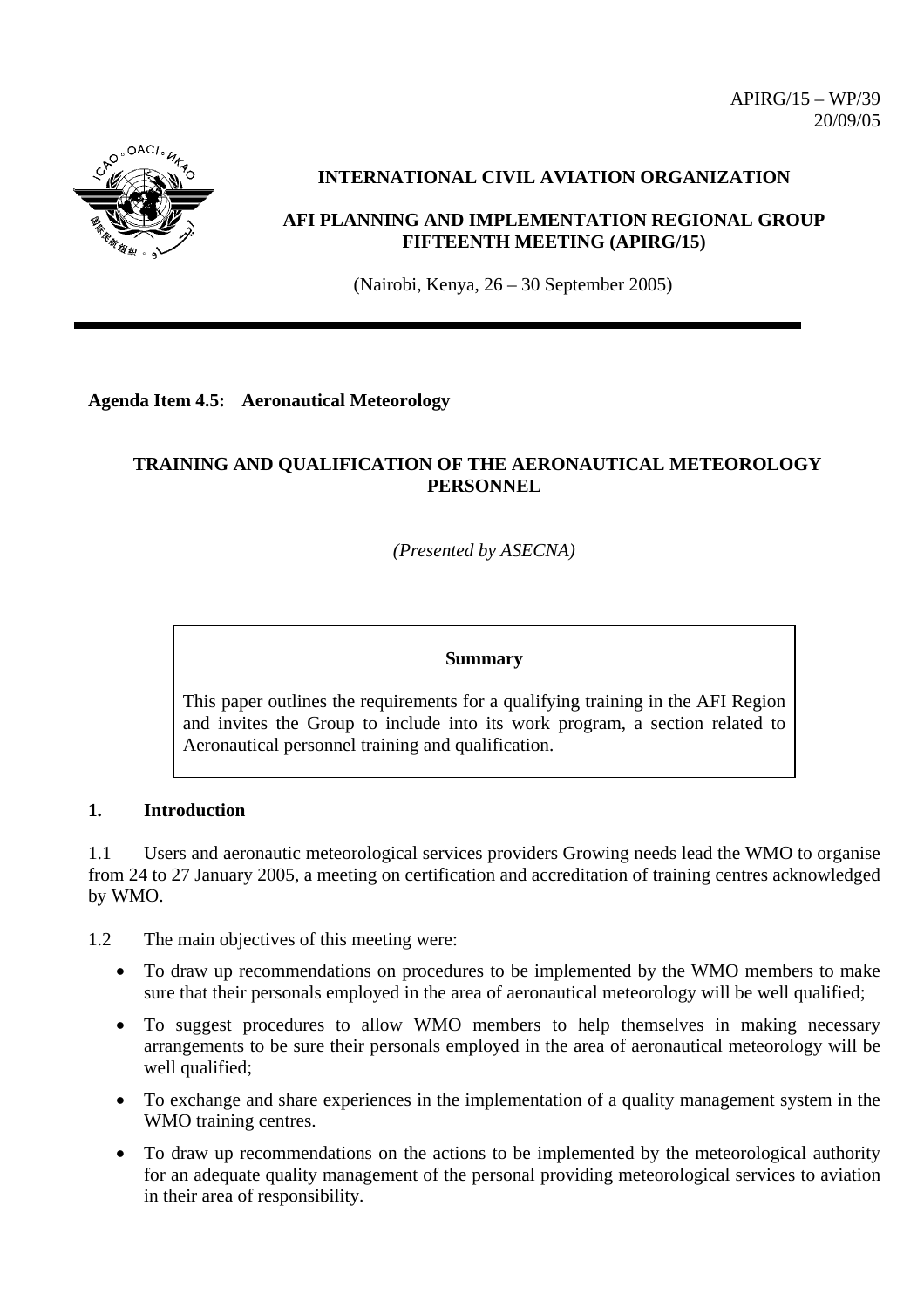APIRG/15 – WP/39
20/09/05

# INTERNATIONAL CIVIL AVIATION ORGANIZATION

## AFI PLANNING AND IMPLEMENTATION REGIONAL GROUP FIFTEENTH MEETING (APIRG/15)

(Nairobi, Kenya, 26 – 30 September 2005)

---

**Agenda Item 4.5: Aeronautical Meteorology**

## TRAINING AND QUALIFICATION OF THE AERONAUTICAL METEOROLOGY PERSONNEL

*(Presented by ASECNA)*

**Summary**

This paper outlines the requirements for a qualifying training in the AFI Region and invites the Group to include into its work program, a section related to Aeronautical personnel training and qualification.

### 1. Introduction

1.1 Users and aeronautic meteorological services providers Growing needs lead the WMO to organise from 24 to 27 January 2005, a meeting on certification and accreditation of training centres acknowledged by WMO.

1.2 The main objectives of this meeting were:

- To draw up recommendations on procedures to be implemented by the WMO members to make sure that their personals employed in the area of aeronautical meteorology will be well qualified;
- To suggest procedures to allow WMO members to help themselves in making necessary arrangements to be sure their personals employed in the area of aeronautical meteorology will be well qualified;
- To exchange and share experiences in the implementation of a quality management system in the WMO training centres.
- To draw up recommendations on the actions to be implemented by the meteorological authority for an adequate quality management of the personal providing meteorological services to aviation in their area of responsibility.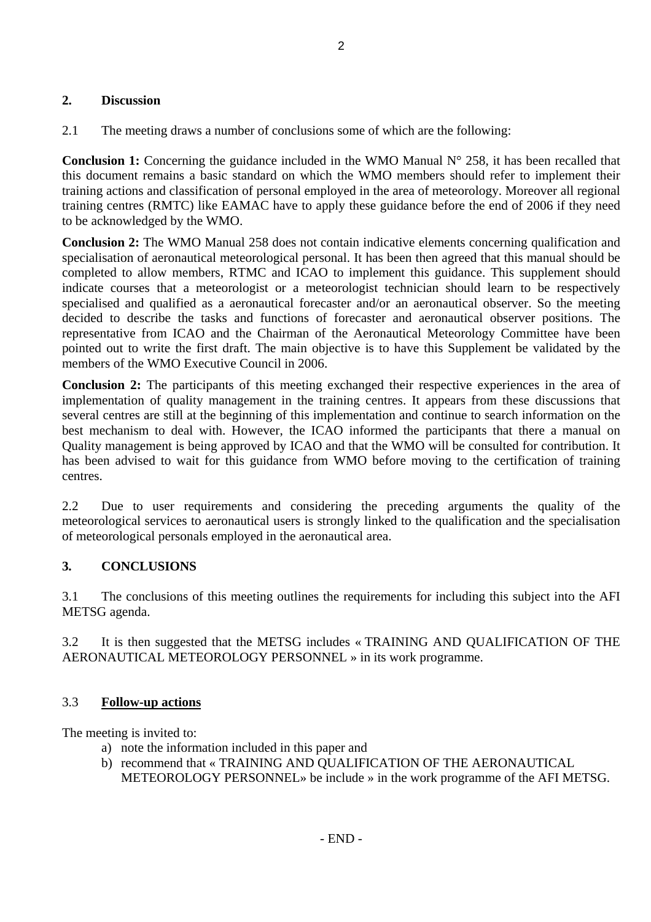## 2. Discussion

2.1 The meeting draws a number of conclusions some of which are the following:

**Conclusion 1:** Concerning the guidance included in the WMO Manual N° 258, it has been recalled that this document remains a basic standard on which the WMO members should refer to implement their training actions and classification of personal employed in the area of meteorology. Moreover all regional training centres (RMTC) like EAMAC have to apply these guidance before the end of 2006 if they need to be acknowledged by the WMO.

**Conclusion 2:** The WMO Manual 258 does not contain indicative elements concerning qualification and specialisation of aeronautical meteorological personal. It has been then agreed that this manual should be completed to allow members, RTMC and ICAO to implement this guidance. This supplement should indicate courses that a meteorologist or a meteorologist technician should learn to be respectively specialised and qualified as a aeronautical forecaster and/or an aeronautical observer. So the meeting decided to describe the tasks and functions of forecaster and aeronautical observer positions. The representative from ICAO and the Chairman of the Aeronautical Meteorology Committee have been pointed out to write the first draft. The main objective is to have this Supplement be validated by the members of the WMO Executive Council in 2006.

**Conclusion 2:** The participants of this meeting exchanged their respective experiences in the area of implementation of quality management in the training centres. It appears from these discussions that several centres are still at the beginning of this implementation and continue to search information on the best mechanism to deal with. However, the ICAO informed the participants that there a manual on Quality management is being approved by ICAO and that the WMO will be consulted for contribution. It has been advised to wait for this guidance from WMO before moving to the certification of training centres.

2.2 Due to user requirements and considering the preceding arguments the quality of the meteorological services to aeronautical users is strongly linked to the qualification and the specialisation of meteorological personals employed in the aeronautical area.

## 3. CONCLUSIONS

3.1 The conclusions of this meeting outlines the requirements for including this subject into the AFI METSG agenda.

3.2 It is then suggested that the METSG includes « TRAINING AND QUALIFICATION OF THE AERONAUTICAL METEOROLOGY PERSONNEL » in its work programme.

### 3.3 Follow-up actions

The meeting is invited to:

a) note the information included in this paper and
b) recommend that « TRAINING AND QUALIFICATION OF THE AERONAUTICAL METEOROLOGY PERSONNEL» be include » in the work programme of the AFI METSG.

- END -